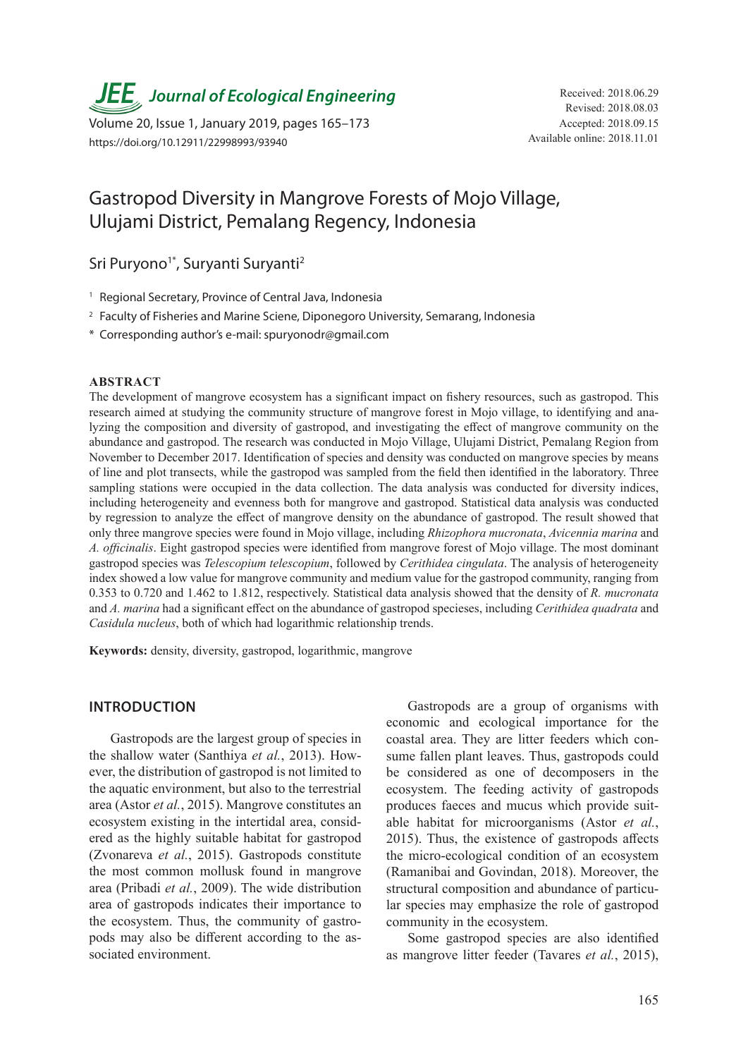# Gastropod Diversity in Mangrove Forests of Mojo Village, Ulujami District, Pemalang Regency, Indonesia

Received: 2018.06.29
Revised: 2018.08.03
Accepted: 2018.09.15
Available online: 2018.11.01

Sri Puryono[1*], Suryanti Suryanti[2]

[1] Regional Secretary, Province of Central Java, Indonesia

[2] Faculty of Fisheries and Marine Sciene, Diponegoro University, Semarang, Indonesia

\* Corresponding author's e-mail: spuryonodr@gmail.com

## ABSTRACT

The development of mangrove ecosystem has a significant impact on fishery resources, such as gastropod. This research aimed at studying the community structure of mangrove forest in Mojo village, to identifying and analyzing the composition and diversity of gastropod, and investigating the effect of mangrove community on the abundance and gastropod. The research was conducted in Mojo Village, Ulujami District, Pemalang Region from November to December 2017. Identification of species and density was conducted on mangrove species by means of line and plot transects, while the gastropod was sampled from the field then identified in the laboratory. Three sampling stations were occupied in the data collection. The data analysis was conducted for diversity indices, including heterogeneity and evenness both for mangrove and gastropod. Statistical data analysis was conducted by regression to analyze the effect of mangrove density on the abundance of gastropod. The result showed that only three mangrove species were found in Mojo village, including *Rhizophora mucronata*, *Avicennia marina* and *A. officinalis*. Eight gastropod species were identified from mangrove forest of Mojo village. The most dominant gastropod species was *Telescopium telescopium*, followed by *Cerithidea cingulata*. The analysis of heterogeneity index showed a low value for mangrove community and medium value for the gastropod community, ranging from 0.353 to 0.720 and 1.462 to 1.812, respectively. Statistical data analysis showed that the density of *R. mucronata* and *A. marina* had a significant effect on the abundance of gastropod specieses, including *Cerithidea quadrata* and *Casidula nucleus*, both of which had logarithmic relationship trends.

**Keywords:** density, diversity, gastropod, logarithmic, mangrove

## INTRODUCTION

Gastropods are the largest group of species in the shallow water (Santhiya *et al.*, 2013). However, the distribution of gastropod is not limited to the aquatic environment, but also to the terrestrial area (Astor *et al.*, 2015). Mangrove constitutes an ecosystem existing in the intertidal area, considered as the highly suitable habitat for gastropod (Zvonareva *et al.*, 2015). Gastropods constitute the most common mollusk found in mangrove area (Pribadi *et al.*, 2009). The wide distribution area of gastropods indicates their importance to the ecosystem. Thus, the community of gastropods may also be different according to the associated environment.

Gastropods are a group of organisms with economic and ecological importance for the coastal area. They are litter feeders which consume fallen plant leaves. Thus, gastropods could be considered as one of decomposers in the ecosystem. The feeding activity of gastropods produces faeces and mucus which provide suitable habitat for microorganisms (Astor *et al.*, 2015). Thus, the existence of gastropods affects the micro-ecological condition of an ecosystem (Ramanibai and Govindan, 2018). Moreover, the structural composition and abundance of particular species may emphasize the role of gastropod community in the ecosystem.

Some gastropod species are also identified as mangrove litter feeder (Tavares *et al.*, 2015),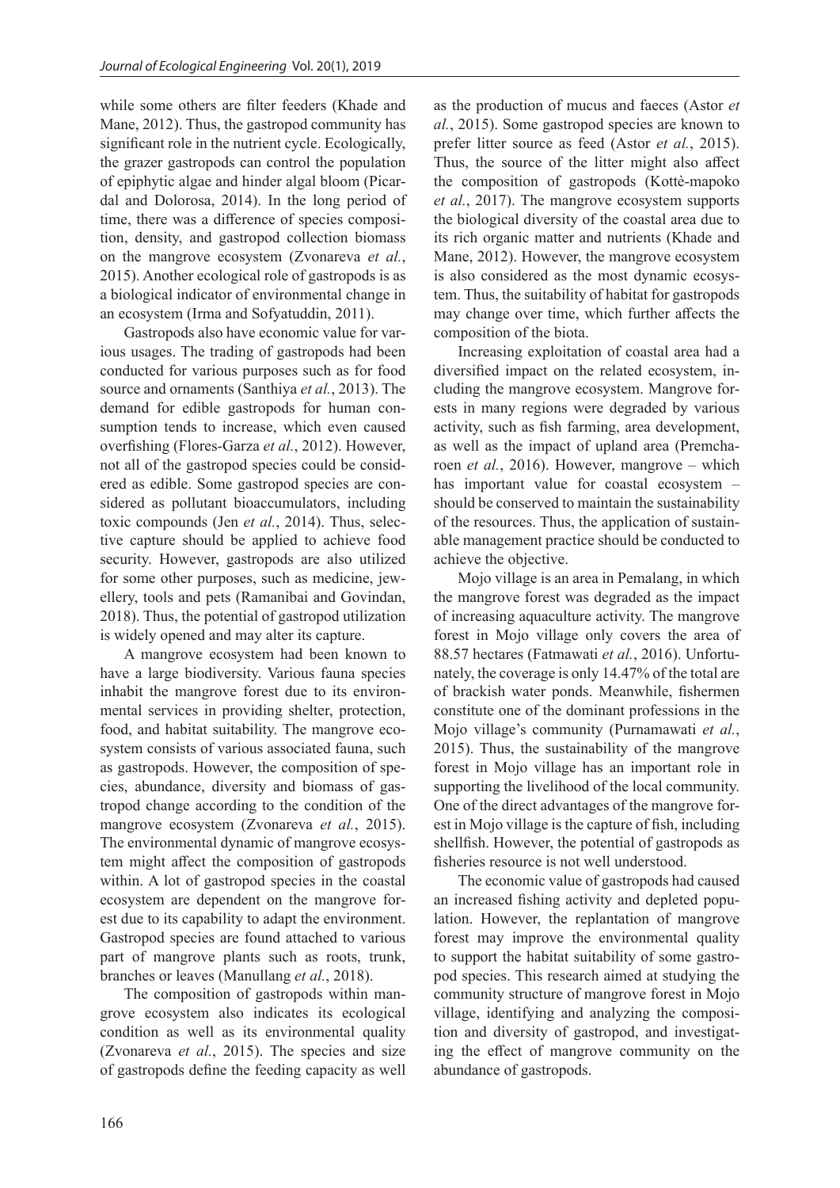while some others are filter feeders (Khade and Mane, 2012). Thus, the gastropod community has significant role in the nutrient cycle. Ecologically, the grazer gastropods can control the population of epiphytic algae and hinder algal bloom (Picardal and Dolorosa, 2014). In the long period of time, there was a difference of species composition, density, and gastropod collection biomass on the mangrove ecosystem (Zvonareva *et al.*, 2015). Another ecological role of gastropods is as a biological indicator of environmental change in an ecosystem (Irma and Sofyatuddin, 2011).

Gastropods also have economic value for various usages. The trading of gastropods had been conducted for various purposes such as for food source and ornaments (Santhiya *et al.*, 2013). The demand for edible gastropods for human consumption tends to increase, which even caused overfishing (Flores-Garza *et al.*, 2012). However, not all of the gastropod species could be considered as edible. Some gastropod species are considered as pollutant bioaccumulators, including toxic compounds (Jen *et al.*, 2014). Thus, selective capture should be applied to achieve food security. However, gastropods are also utilized for some other purposes, such as medicine, jewellery, tools and pets (Ramanibai and Govindan, 2018). Thus, the potential of gastropod utilization is widely opened and may alter its capture.

A mangrove ecosystem had been known to have a large biodiversity. Various fauna species inhabit the mangrove forest due to its environmental services in providing shelter, protection, food, and habitat suitability. The mangrove ecosystem consists of various associated fauna, such as gastropods. However, the composition of species, abundance, diversity and biomass of gastropod change according to the condition of the mangrove ecosystem (Zvonareva *et al.*, 2015). The environmental dynamic of mangrove ecosystem might affect the composition of gastropods within. A lot of gastropod species in the coastal ecosystem are dependent on the mangrove forest due to its capability to adapt the environment. Gastropod species are found attached to various part of mangrove plants such as roots, trunk, branches or leaves (Manullang *et al.*, 2018).

The composition of gastropods within mangrove ecosystem also indicates its ecological condition as well as its environmental quality (Zvonareva *et al.*, 2015). The species and size of gastropods define the feeding capacity as well as the production of mucus and faeces (Astor *et al.*, 2015). Some gastropod species are known to prefer litter source as feed (Astor *et al.*, 2015). Thus, the source of the litter might also affect the composition of gastropods (Kottè-mapoko *et al.*, 2017). The mangrove ecosystem supports the biological diversity of the coastal area due to its rich organic matter and nutrients (Khade and Mane, 2012). However, the mangrove ecosystem is also considered as the most dynamic ecosystem. Thus, the suitability of habitat for gastropods may change over time, which further affects the composition of the biota.

Increasing exploitation of coastal area had a diversified impact on the related ecosystem, including the mangrove ecosystem. Mangrove forests in many regions were degraded by various activity, such as fish farming, area development, as well as the impact of upland area (Premcharoen *et al.*, 2016). However, mangrove – which has important value for coastal ecosystem – should be conserved to maintain the sustainability of the resources. Thus, the application of sustainable management practice should be conducted to achieve the objective.

Mojo village is an area in Pemalang, in which the mangrove forest was degraded as the impact of increasing aquaculture activity. The mangrove forest in Mojo village only covers the area of 88.57 hectares (Fatmawati *et al.*, 2016). Unfortunately, the coverage is only 14.47% of the total are of brackish water ponds. Meanwhile, fishermen constitute one of the dominant professions in the Mojo village's community (Purnamawati *et al.*, 2015). Thus, the sustainability of the mangrove forest in Mojo village has an important role in supporting the livelihood of the local community. One of the direct advantages of the mangrove forest in Mojo village is the capture of fish, including shellfish. However, the potential of gastropods as fisheries resource is not well understood.

The economic value of gastropods had caused an increased fishing activity and depleted population. However, the replantation of mangrove forest may improve the environmental quality to support the habitat suitability of some gastropod species. This research aimed at studying the community structure of mangrove forest in Mojo village, identifying and analyzing the composition and diversity of gastropod, and investigating the effect of mangrove community on the abundance of gastropods.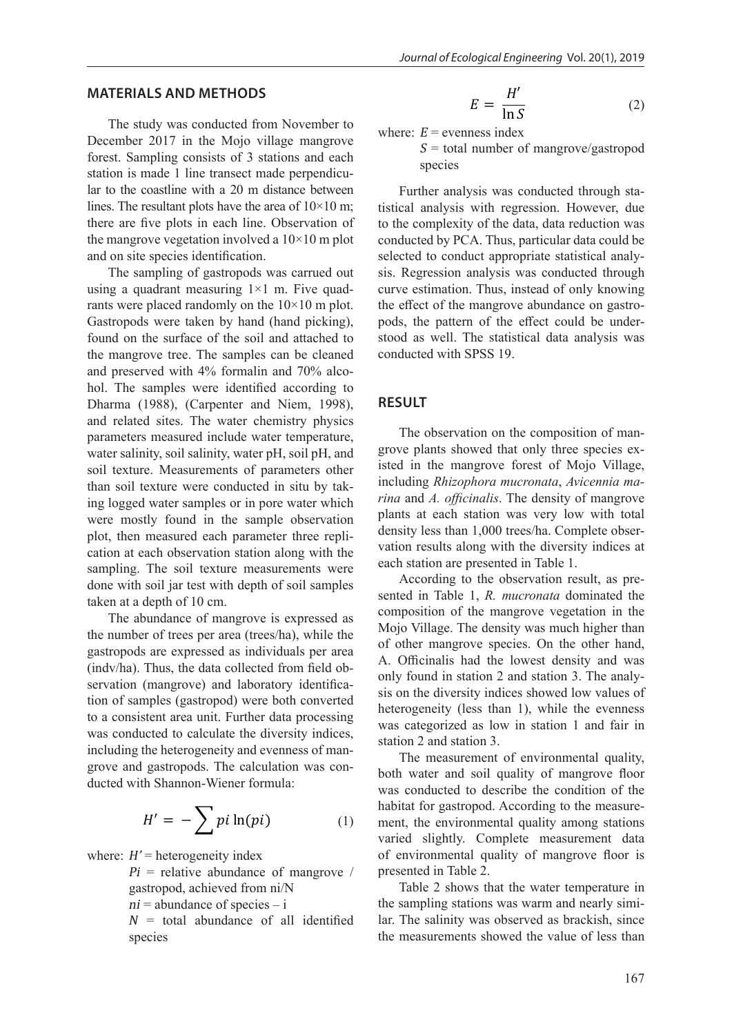## MATERIALS AND METHODS

The study was conducted from November to December 2017 in the Mojo village mangrove forest. Sampling consists of 3 stations and each station is made 1 line transect made perpendicular to the coastline with a 20 m distance between lines. The resultant plots have the area of 10×10 m; there are five plots in each line. Observation of the mangrove vegetation involved a 10×10 m plot and on site species identification.

The sampling of gastropods was carrued out using a quadrant measuring 1×1 m. Five quadrants were placed randomly on the 10×10 m plot. Gastropods were taken by hand (hand picking), found on the surface of the soil and attached to the mangrove tree. The samples can be cleaned and preserved with 4% formalin and 70% alcohol. The samples were identified according to Dharma (1988), (Carpenter and Niem, 1998), and related sites. The water chemistry physics parameters measured include water temperature, water salinity, soil salinity, water pH, soil pH, and soil texture. Measurements of parameters other than soil texture were conducted in situ by taking logged water samples or in pore water which were mostly found in the sample observation plot, then measured each parameter three replication at each observation station along with the sampling. The soil texture measurements were done with soil jar test with depth of soil samples taken at a depth of 10 cm.

The abundance of mangrove is expressed as the number of trees per area (trees/ha), while the gastropods are expressed as individuals per area (indv/ha). Thus, the data collected from field observation (mangrove) and laboratory identification of samples (gastropod) were both converted to a consistent area unit. Further data processing was conducted to calculate the diversity indices, including the heterogeneity and evenness of mangrove and gastropods. The calculation was conducted with Shannon-Wiener formula:

$$H' = -\sum pi \ln(pi) \tag{1}$$

where: $H'$ = heterogeneity index
$Pi$ = relative abundance of mangrove / gastropod, achieved from ni/N
$ni$ = abundance of species – i
$N$ = total abundance of all identified species

$$E = \frac{H'}{\ln S} \tag{2}$$

where: $E$ = evenness index
$S$ = total number of mangrove/gastropod species

Further analysis was conducted through statistical analysis with regression. However, due to the complexity of the data, data reduction was conducted by PCA. Thus, particular data could be selected to conduct appropriate statistical analysis. Regression analysis was conducted through curve estimation. Thus, instead of only knowing the effect of the mangrove abundance on gastropods, the pattern of the effect could be understood as well. The statistical data analysis was conducted with SPSS 19.

## RESULT

The observation on the composition of mangrove plants showed that only three species existed in the mangrove forest of Mojo Village, including *Rhizophora mucronata*, *Avicennia marina* and *A. officinalis*. The density of mangrove plants at each station was very low with total density less than 1,000 trees/ha. Complete observation results along with the diversity indices at each station are presented in Table 1.

According to the observation result, as presented in Table 1, *R. mucronata* dominated the composition of the mangrove vegetation in the Mojo Village. The density was much higher than of other mangrove species. On the other hand, A. Officinalis had the lowest density and was only found in station 2 and station 3. The analysis on the diversity indices showed low values of heterogeneity (less than 1), while the evenness was categorized as low in station 1 and fair in station 2 and station 3.

The measurement of environmental quality, both water and soil quality of mangrove floor was conducted to describe the condition of the habitat for gastropod. According to the measurement, the environmental quality among stations varied slightly. Complete measurement data of environmental quality of mangrove floor is presented in Table 2.

Table 2 shows that the water temperature in the sampling stations was warm and nearly similar. The salinity was observed as brackish, since the measurements showed the value of less than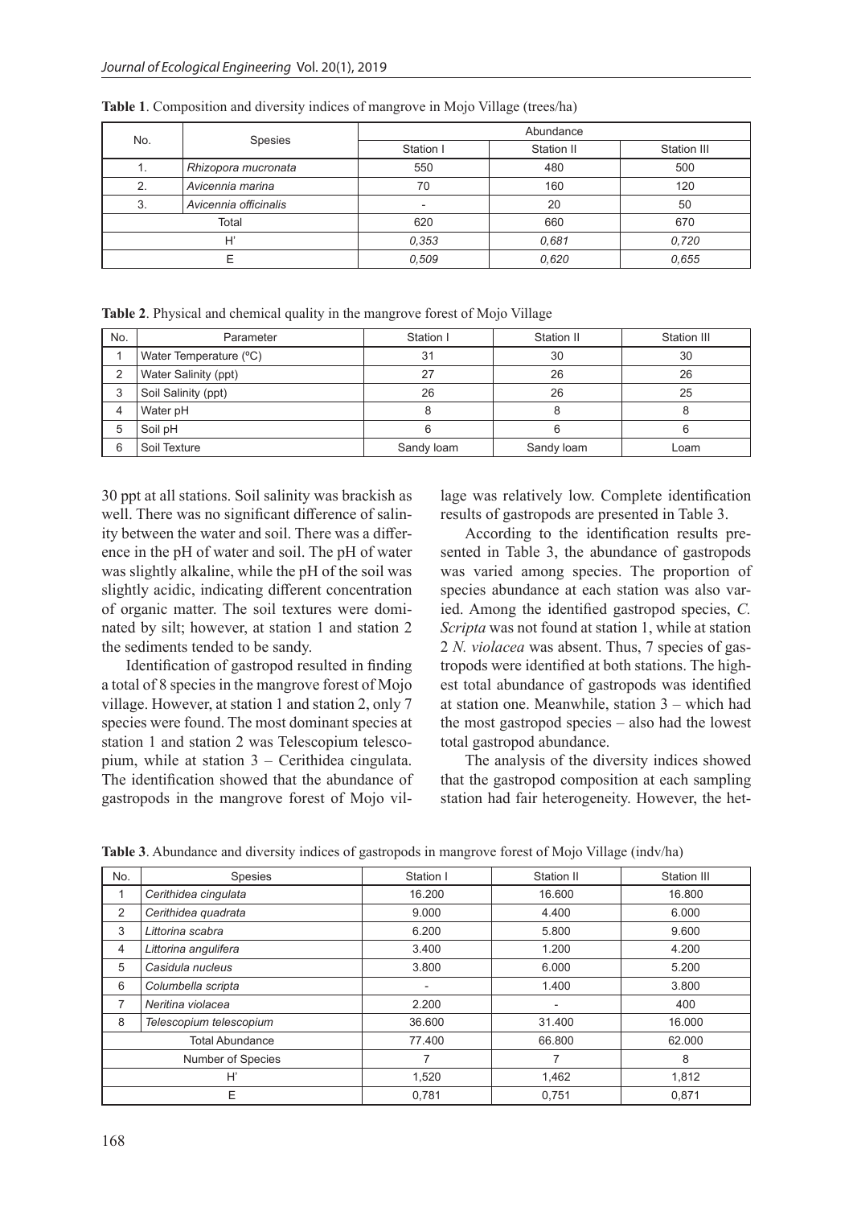**Table 1**. Composition and diversity indices of mangrove in Mojo Village (trees/ha)

| No. | Spesies | Abundance | | |
|---|---|---|---|---|
| | | Station I | Station II | Station III |
| 1. | *Rhizopora mucronata* | 550 | 480 | 500 |
| 2. | *Avicennia marina* | 70 | 160 | 120 |
| 3. | *Avicennia officinalis* | - | 20 | 50 |
| Total | | 620 | 660 | 670 |
| H' | | *0,353* | *0,681* | *0,720* |
| E | | *0,509* | *0,620* | *0,655* |

**Table 2**. Physical and chemical quality in the mangrove forest of Mojo Village

| No. | Parameter | Station I | Station II | Station III |
|---|---|---|---|---|
| 1 | Water Temperature (ºC) | 31 | 30 | 30 |
| 2 | Water Salinity (ppt) | 27 | 26 | 26 |
| 3 | Soil Salinity (ppt) | 26 | 26 | 25 |
| 4 | Water pH | 8 | 8 | 8 |
| 5 | Soil pH | 6 | 6 | 6 |
| 6 | Soil Texture | Sandy loam | Sandy loam | Loam |

30 ppt at all stations. Soil salinity was brackish as well. There was no significant difference of salinity between the water and soil. There was a difference in the pH of water and soil. The pH of water was slightly alkaline, while the pH of the soil was slightly acidic, indicating different concentration of organic matter. The soil textures were dominated by silt; however, at station 1 and station 2 the sediments tended to be sandy.

Identification of gastropod resulted in finding a total of 8 species in the mangrove forest of Mojo village. However, at station 1 and station 2, only 7 species were found. The most dominant species at station 1 and station 2 was Telescopium telescopium, while at station 3 – Cerithidea cingulata. The identification showed that the abundance of gastropods in the mangrove forest of Mojo village was relatively low. Complete identification results of gastropods are presented in Table 3.

According to the identification results presented in Table 3, the abundance of gastropods was varied among species. The proportion of species abundance at each station was also varied. Among the identified gastropod species, *C. Scripta* was not found at station 1, while at station 2 *N. violacea* was absent. Thus, 7 species of gastropods were identified at both stations. The highest total abundance of gastropods was identified at station one. Meanwhile, station 3 – which had the most gastropod species – also had the lowest total gastropod abundance.

The analysis of the diversity indices showed that the gastropod composition at each sampling station had fair heterogeneity. However, the het-

**Table 3**. Abundance and diversity indices of gastropods in mangrove forest of Mojo Village (indv/ha)

| No. | Spesies | Station I | Station II | Station III |
|---|---|---|---|---|
| 1 | *Cerithidea cingulata* | 16.200 | 16.600 | 16.800 |
| 2 | *Cerithidea quadrata* | 9.000 | 4.400 | 6.000 |
| 3 | *Littorina scabra* | 6.200 | 5.800 | 9.600 |
| 4 | *Littorina angulifera* | 3.400 | 1.200 | 4.200 |
| 5 | *Casidula nucleus* | 3.800 | 6.000 | 5.200 |
| 6 | *Columbella scripta* | - | 1.400 | 3.800 |
| 7 | *Neritina violacea* | 2.200 | - | 400 |
| 8 | *Telescopium telescopium* | 36.600 | 31.400 | 16.000 |
| Total Abundance | | 77.400 | 66.800 | 62.000 |
| Number of Species | | 7 | 7 | 8 |
| H' | | 1,520 | 1,462 | 1,812 |
| E | | 0,781 | 0,751 | 0,871 |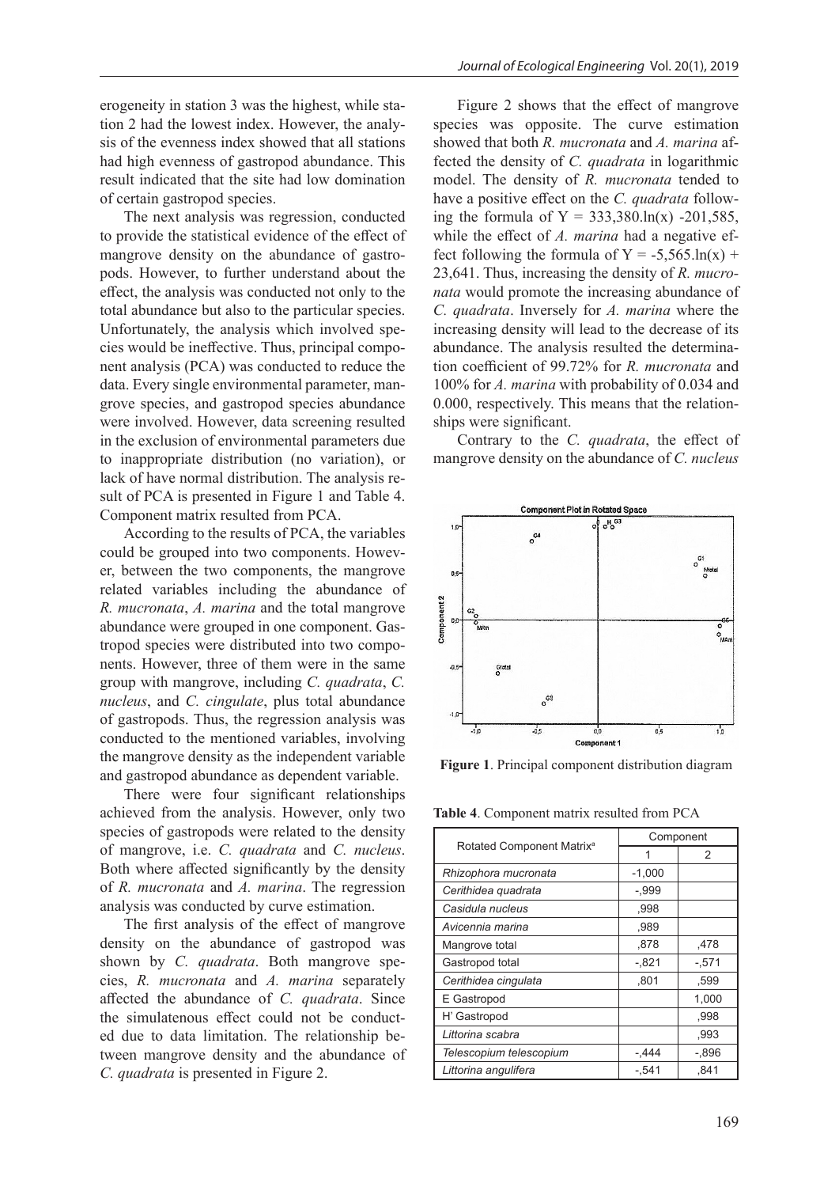erogeneity in station 3 was the highest, while station 2 had the lowest index. However, the analysis of the evenness index showed that all stations had high evenness of gastropod abundance. This result indicated that the site had low domination of certain gastropod species.

The next analysis was regression, conducted to provide the statistical evidence of the effect of mangrove density on the abundance of gastropods. However, to further understand about the effect, the analysis was conducted not only to the total abundance but also to the particular species. Unfortunately, the analysis which involved species would be ineffective. Thus, principal component analysis (PCA) was conducted to reduce the data. Every single environmental parameter, mangrove species, and gastropod species abundance were involved. However, data screening resulted in the exclusion of environmental parameters due to inappropriate distribution (no variation), or lack of have normal distribution. The analysis result of PCA is presented in Figure 1 and Table 4. Component matrix resulted from PCA.

According to the results of PCA, the variables could be grouped into two components. However, between the two components, the mangrove related variables including the abundance of *R. mucronata*, *A. marina* and the total mangrove abundance were grouped in one component. Gastropod species were distributed into two components. However, three of them were in the same group with mangrove, including *C. quadrata*, *C. nucleus*, and *C. cingulate*, plus total abundance of gastropods. Thus, the regression analysis was conducted to the mentioned variables, involving the mangrove density as the independent variable and gastropod abundance as dependent variable.

There were four significant relationships achieved from the analysis. However, only two species of gastropods were related to the density of mangrove, i.e. *C. quadrata* and *C. nucleus*. Both where affected significantly by the density of *R. mucronata* and *A. marina*. The regression analysis was conducted by curve estimation.

The first analysis of the effect of mangrove density on the abundance of gastropod was shown by *C. quadrata*. Both mangrove species, *R. mucronata* and *A. marina* separately affected the abundance of *C. quadrata*. Since the simulatenous effect could not be conducted due to data limitation. The relationship between mangrove density and the abundance of *C. quadrata* is presented in Figure 2.

Figure 2 shows that the effect of mangrove species was opposite. The curve estimation showed that both *R. mucronata* and *A. marina* affected the density of *C. quadrata* in logarithmic model. The density of *R. mucronata* tended to have a positive effect on the *C. quadrata* following the formula of $Y = 333{,}380.\ln(x) - 201{,}585$, while the effect of *A. marina* had a negative effect following the formula of $Y = -5{,}565.\ln(x) + 23{,}641$. Thus, increasing the density of *R. mucronata* would promote the increasing abundance of *C. quadrata*. Inversely for *A. marina* where the increasing density will lead to the decrease of its abundance. The analysis resulted the determination coefficient of 99.72% for *R. mucronata* and 100% for *A. marina* with probability of 0.034 and 0.000, respectively. This means that the relationships were significant.

Contrary to the *C. quadrata*, the effect of mangrove density on the abundance of *C. nucleus*

**Figure 1**. Principal component distribution diagram

**Table 4**. Component matrix resulted from PCA

| Rotated Component Matrix[a] | Component | |
|---|---|---|
| | 1 | 2 |
| *Rhizophora mucronata* | -1,000 | |
| *Cerithidea quadrata* | -,999 | |
| *Casidula nucleus* | ,998 | |
| *Avicennia marina* | ,989 | |
| Mangrove total | ,878 | ,478 |
| Gastropod total | -,821 | -,571 |
| *Cerithidea cingulata* | ,801 | ,599 |
| E Gastropod | | 1,000 |
| H' Gastropod | | ,998 |
| *Littorina scabra* | | ,993 |
| *Telescopium telescopium* | -,444 | -,896 |
| *Littorina angulifera* | -,541 | ,841 |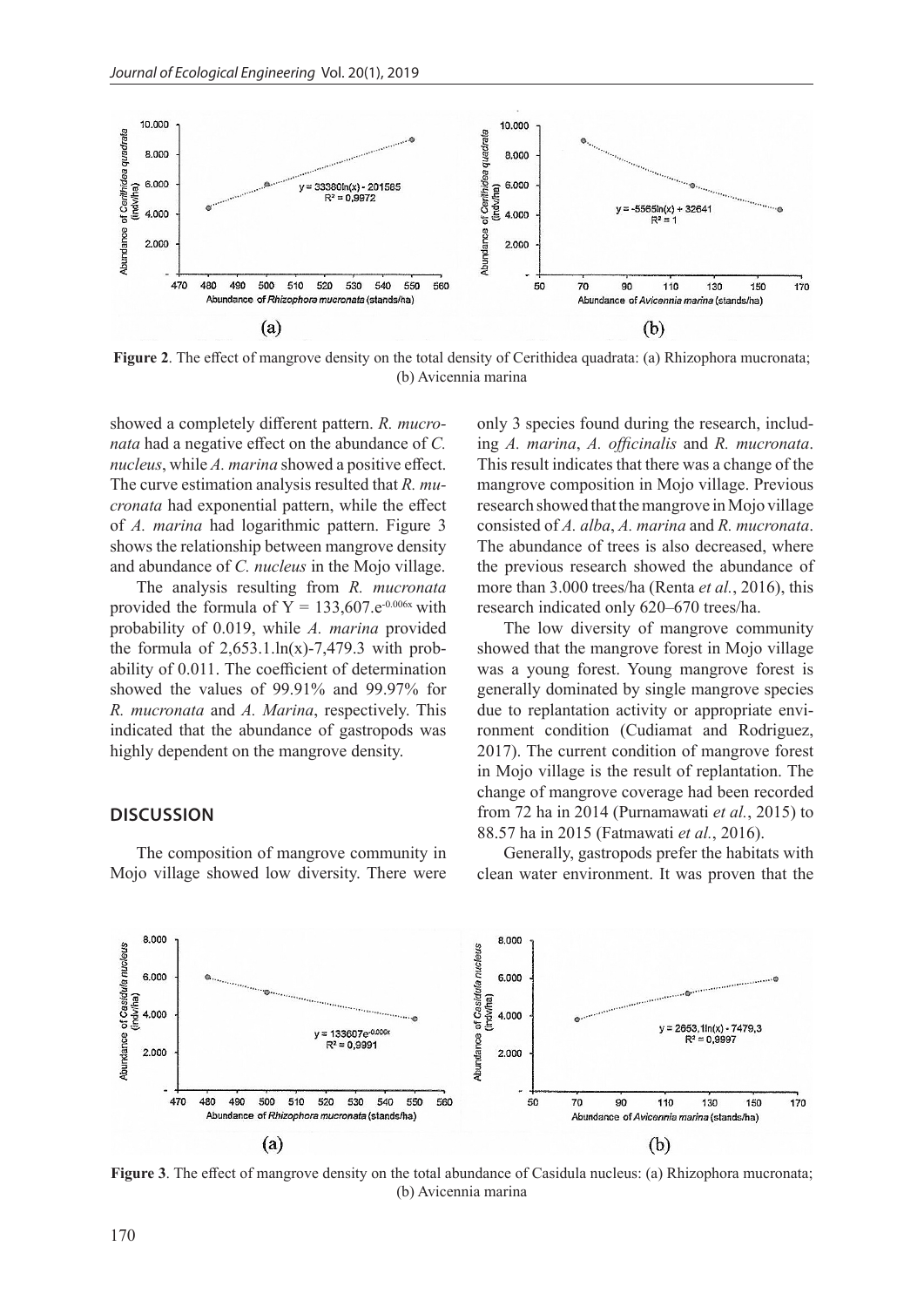**Figure 2**. The effect of mangrove density on the total density of Cerithidea quadrata: (a) Rhizophora mucronata; (b) Avicennia marina

showed a completely different pattern. *R. mucronata* had a negative effect on the abundance of *C. nucleus*, while *A. marina* showed a positive effect. The curve estimation analysis resulted that *R. mucronata* had exponential pattern, while the effect of *A. marina* had logarithmic pattern. Figure 3 shows the relationship between mangrove density and abundance of *C. nucleus* in the Mojo village.

The analysis resulting from *R. mucronata* provided the formula of $Y = 133{,}607.e^{-0.006x}$ with probability of 0.019, while *A. marina* provided the formula of $2{,}653.1.\ln(x)$-$7{,}479.3$ with probability of 0.011. The coefficient of determination showed the values of 99.91% and 99.97% for *R. mucronata* and *A. Marina*, respectively. This indicated that the abundance of gastropods was highly dependent on the mangrove density.

## DISCUSSION

The composition of mangrove community in Mojo village showed low diversity. There were only 3 species found during the research, including *A. marina*, *A. officinalis* and *R. mucronata*. This result indicates that there was a change of the mangrove composition in Mojo village. Previous research showed that the mangrove in Mojo village consisted of *A. alba*, *A. marina* and *R. mucronata*. The abundance of trees is also decreased, where the previous research showed the abundance of more than 3.000 trees/ha (Renta *et al.*, 2016), this research indicated only 620–670 trees/ha.

The low diversity of mangrove community showed that the mangrove forest in Mojo village was a young forest. Young mangrove forest is generally dominated by single mangrove species due to replantation activity or appropriate environment condition (Cudiamat and Rodriguez, 2017). The current condition of mangrove forest in Mojo village is the result of replantation. The change of mangrove coverage had been recorded from 72 ha in 2014 (Purnamawati *et al.*, 2015) to 88.57 ha in 2015 (Fatmawati *et al.*, 2016).

Generally, gastropods prefer the habitats with clean water environment. It was proven that the

**Figure 3**. The effect of mangrove density on the total abundance of Casidula nucleus: (a) Rhizophora mucronata; (b) Avicennia marina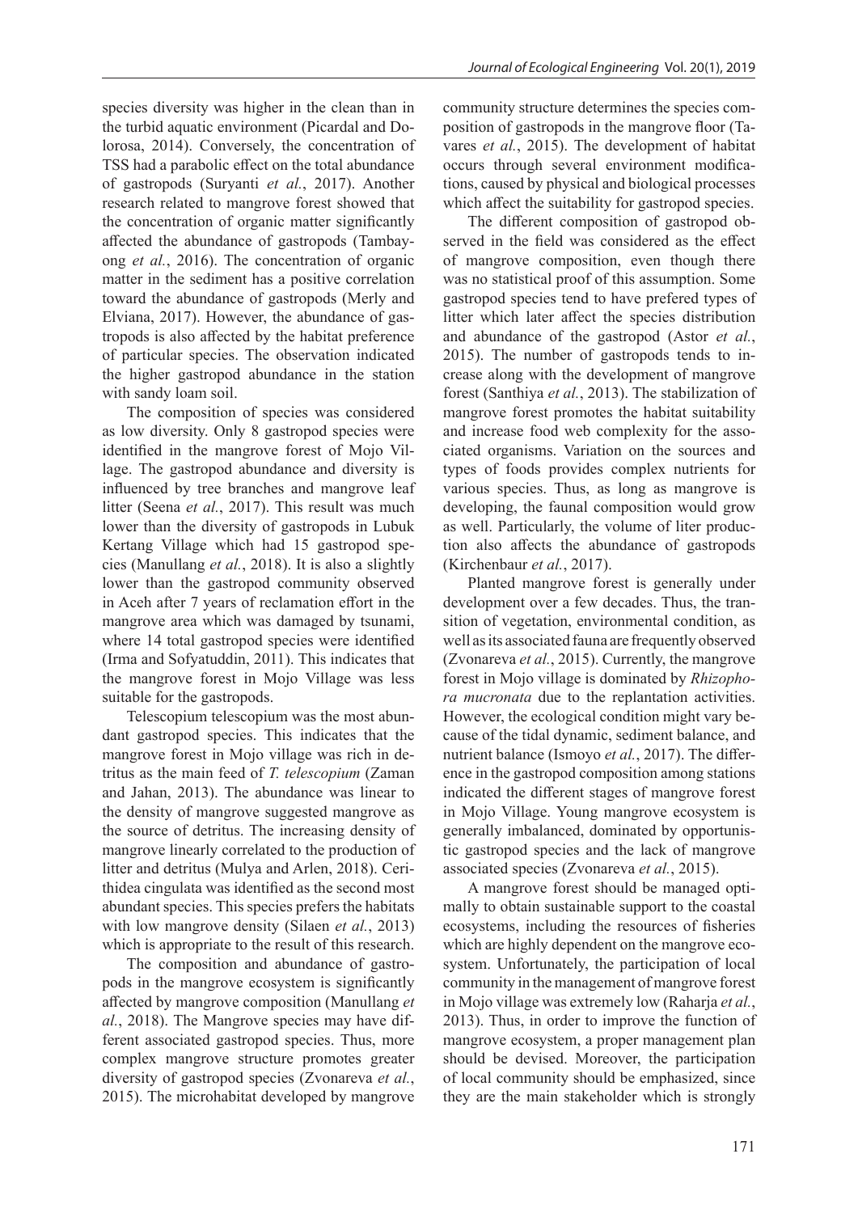species diversity was higher in the clean than in the turbid aquatic environment (Picardal and Dolorosa, 2014). Conversely, the concentration of TSS had a parabolic effect on the total abundance of gastropods (Suryanti *et al.*, 2017). Another research related to mangrove forest showed that the concentration of organic matter significantly affected the abundance of gastropods (Tambayong *et al.*, 2016). The concentration of organic matter in the sediment has a positive correlation toward the abundance of gastropods (Merly and Elviana, 2017). However, the abundance of gastropods is also affected by the habitat preference of particular species. The observation indicated the higher gastropod abundance in the station with sandy loam soil.

The composition of species was considered as low diversity. Only 8 gastropod species were identified in the mangrove forest of Mojo Village. The gastropod abundance and diversity is influenced by tree branches and mangrove leaf litter (Seena *et al.*, 2017). This result was much lower than the diversity of gastropods in Lubuk Kertang Village which had 15 gastropod species (Manullang *et al.*, 2018). It is also a slightly lower than the gastropod community observed in Aceh after 7 years of reclamation effort in the mangrove area which was damaged by tsunami, where 14 total gastropod species were identified (Irma and Sofyatuddin, 2011). This indicates that the mangrove forest in Mojo Village was less suitable for the gastropods.

Telescopium telescopium was the most abundant gastropod species. This indicates that the mangrove forest in Mojo village was rich in detritus as the main feed of *T. telescopium* (Zaman and Jahan, 2013). The abundance was linear to the density of mangrove suggested mangrove as the source of detritus. The increasing density of mangrove linearly correlated to the production of litter and detritus (Mulya and Arlen, 2018). Cerithidea cingulata was identified as the second most abundant species. This species prefers the habitats with low mangrove density (Silaen *et al.*, 2013) which is appropriate to the result of this research.

The composition and abundance of gastropods in the mangrove ecosystem is significantly affected by mangrove composition (Manullang *et al.*, 2018). The Mangrove species may have different associated gastropod species. Thus, more complex mangrove structure promotes greater diversity of gastropod species (Zvonareva *et al.*, 2015). The microhabitat developed by mangrove community structure determines the species composition of gastropods in the mangrove floor (Tavares *et al.*, 2015). The development of habitat occurs through several environment modifications, caused by physical and biological processes which affect the suitability for gastropod species.

The different composition of gastropod observed in the field was considered as the effect of mangrove composition, even though there was no statistical proof of this assumption. Some gastropod species tend to have prefered types of litter which later affect the species distribution and abundance of the gastropod (Astor *et al.*, 2015). The number of gastropods tends to increase along with the development of mangrove forest (Santhiya *et al.*, 2013). The stabilization of mangrove forest promotes the habitat suitability and increase food web complexity for the associated organisms. Variation on the sources and types of foods provides complex nutrients for various species. Thus, as long as mangrove is developing, the faunal composition would grow as well. Particularly, the volume of liter production also affects the abundance of gastropods (Kirchenbaur *et al.*, 2017).

Planted mangrove forest is generally under development over a few decades. Thus, the transition of vegetation, environmental condition, as well as its associated fauna are frequently observed (Zvonareva *et al.*, 2015). Currently, the mangrove forest in Mojo village is dominated by *Rhizophora mucronata* due to the replantation activities. However, the ecological condition might vary because of the tidal dynamic, sediment balance, and nutrient balance (Ismoyo *et al.*, 2017). The difference in the gastropod composition among stations indicated the different stages of mangrove forest in Mojo Village. Young mangrove ecosystem is generally imbalanced, dominated by opportunistic gastropod species and the lack of mangrove associated species (Zvonareva *et al.*, 2015).

A mangrove forest should be managed optimally to obtain sustainable support to the coastal ecosystems, including the resources of fisheries which are highly dependent on the mangrove ecosystem. Unfortunately, the participation of local community in the management of mangrove forest in Mojo village was extremely low (Raharja *et al.*, 2013). Thus, in order to improve the function of mangrove ecosystem, a proper management plan should be devised. Moreover, the participation of local community should be emphasized, since they are the main stakeholder which is strongly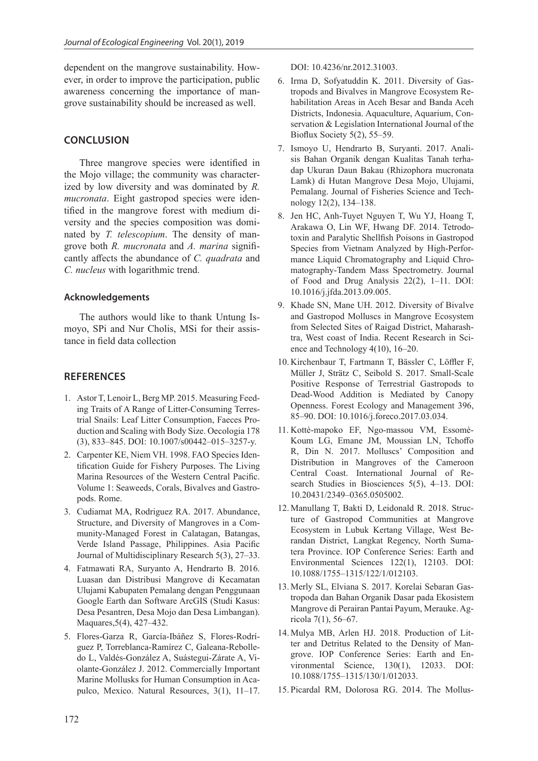dependent on the mangrove sustainability. However, in order to improve the participation, public awareness concerning the importance of mangrove sustainability should be increased as well.

## CONCLUSION

Three mangrove species were identified in the Mojo village; the community was characterized by low diversity and was dominated by *R. mucronata*. Eight gastropod species were identified in the mangrove forest with medium diversity and the species composition was dominated by *T. telescopium*. The density of mangrove both *R. mucronata* and *A. marina* significantly affects the abundance of *C. quadrata* and *C. nucleus* with logarithmic trend.

### Acknowledgements

The authors would like to thank Untung Ismoyo, SPi and Nur Cholis, MSi for their assistance in field data collection

## REFERENCES

1. Astor T, Lenoir L, Berg MP. 2015. Measuring Feeding Traits of A Range of Litter-Consuming Terrestrial Snails: Leaf Litter Consumption, Faeces Production and Scaling with Body Size. Oecologia 178 (3), 833–845. DOI: 10.1007/s00442–015–3257-y.
2. Carpenter KE, Niem VH. 1998. FAO Species Identification Guide for Fishery Purposes. The Living Marina Resources of the Western Central Pacific. Volume 1: Seaweeds, Corals, Bivalves and Gastropods. Rome.
3. Cudiamat MA, Rodriguez RA. 2017. Abundance, Structure, and Diversity of Mangroves in a Community-Managed Forest in Calatagan, Batangas, Verde Island Passage, Philippines. Asia Pacific Journal of Multidisciplinary Research 5(3), 27–33.
4. Fatmawati RA, Suryanto A, Hendrarto B. 2016. Luasan dan Distribusi Mangrove di Kecamatan Ulujami Kabupaten Pemalang dengan Penggunaan Google Earth dan Software ArcGIS (Studi Kasus: Desa Pesantren, Desa Mojo dan Desa Limbangan). Maquares,5(4), 427–432.
5. Flores-Garza R, García-Ibáñez S, Flores-Rodríguez P, Torreblanca-Ramírez C, Galeana-Rebolledo L, Valdés-González A, Suástegui-Zárate A, Violante-González J. 2012. Commercially Important Marine Mollusks for Human Consumption in Acapulco, Mexico. Natural Resources, 3(1), 11–17. DOI: 10.4236/nr.2012.31003.
6. Irma D, Sofyatuddin K. 2011. Diversity of Gastropods and Bivalves in Mangrove Ecosystem Rehabilitation Areas in Aceh Besar and Banda Aceh Districts, Indonesia. Aquaculture, Aquarium, Conservation & Legislation International Journal of the Bioflux Society 5(2), 55–59.
7. Ismoyo U, Hendrarto B, Suryanti. 2017. Analisis Bahan Organik dengan Kualitas Tanah terhadap Ukuran Daun Bakau (Rhizophora mucronata Lamk) di Hutan Mangrove Desa Mojo, Ulujami, Pemalang. Journal of Fisheries Science and Technology 12(2), 134–138.
8. Jen HC, Anh-Tuyet Nguyen T, Wu YJ, Hoang T, Arakawa O, Lin WF, Hwang DF. 2014. Tetrodotoxin and Paralytic Shellfish Poisons in Gastropod Species from Vietnam Analyzed by High-Performance Liquid Chromatography and Liquid Chromatography-Tandem Mass Spectrometry. Journal of Food and Drug Analysis 22(2), 1–11. DOI: 10.1016/j.jfda.2013.09.005.
9. Khade SN, Mane UH. 2012. Diversity of Bivalve and Gastropod Molluscs in Mangrove Ecosystem from Selected Sites of Raigad District, Maharashtra, West coast of India. Recent Research in Science and Technology 4(10), 16–20.
10. Kirchenbaur T, Fartmann T, Bässler C, Löffler F, Müller J, Strätz C, Seibold S. 2017. Small-Scale Positive Response of Terrestrial Gastropods to Dead-Wood Addition is Mediated by Canopy Openness. Forest Ecology and Management 396, 85–90. DOI: 10.1016/j.foreco.2017.03.034.
11. Kottè-mapoko EF, Ngo-massou VM, Essomè-Koum LG, Emane JM, Moussian LN, Tchoffo R, Din N. 2017. Molluscs' Composition and Distribution in Mangroves of the Cameroon Central Coast. International Journal of Research Studies in Biosciences 5(5), 4–13. DOI: 10.20431/2349–0365.0505002.
12. Manullang T, Bakti D, Leidonald R. 2018. Structure of Gastropod Communities at Mangrove Ecosystem in Lubuk Kertang Village, West Berandan District, Langkat Regency, North Sumatera Province. IOP Conference Series: Earth and Environmental Sciences 122(1), 12103. DOI: 10.1088/1755–1315/122/1/012103.
13. Merly SL, Elviana S. 2017. Korelai Sebaran Gastropoda dan Bahan Organik Dasar pada Ekosistem Mangrove di Perairan Pantai Payum, Merauke. Agricola 7(1), 56–67.
14. Mulya MB, Arlen HJ. 2018. Production of Litter and Detritus Related to the Density of Mangrove. IOP Conference Series: Earth and Environmental Science, 130(1), 12033. DOI: 10.1088/1755–1315/130/1/012033.
15. Picardal RM, Dolorosa RG. 2014. The Mollus-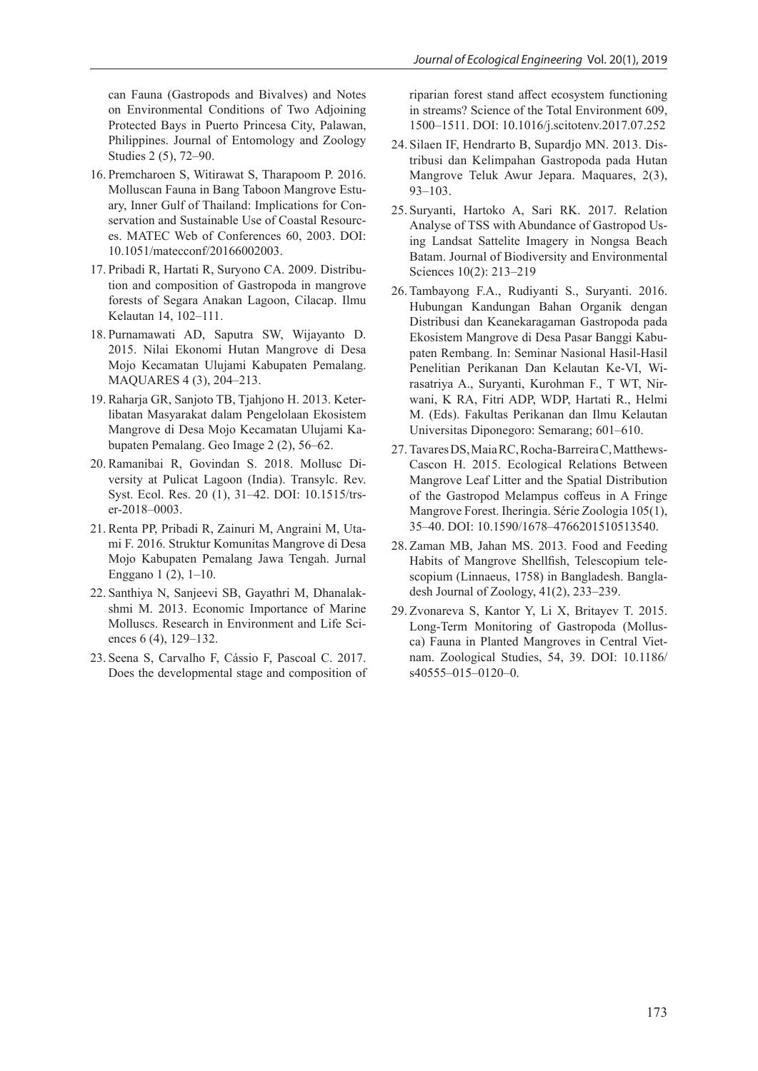can Fauna (Gastropods and Bivalves) and Notes on Environmental Conditions of Two Adjoining Protected Bays in Puerto Princesa City, Palawan, Philippines. Journal of Entomology and Zoology Studies 2 (5), 72–90.

16. Premcharoen S, Witirawat S, Tharapoom P. 2016. Molluscan Fauna in Bang Taboon Mangrove Estuary, Inner Gulf of Thailand: Implications for Conservation and Sustainable Use of Coastal Resources. MATEC Web of Conferences 60, 2003. DOI: 10.1051/matecconf/20166002003.
17. Pribadi R, Hartati R, Suryono CA. 2009. Distribution and composition of Gastropoda in mangrove forests of Segara Anakan Lagoon, Cilacap. Ilmu Kelautan 14, 102–111.
18. Purnamawati AD, Saputra SW, Wijayanto D. 2015. Nilai Ekonomi Hutan Mangrove di Desa Mojo Kecamatan Ulujami Kabupaten Pemalang. MAQUARES 4 (3), 204–213.
19. Raharja GR, Sanjoto TB, Tjahjono H. 2013. Keterlibatan Masyarakat dalam Pengelolaan Ekosistem Mangrove di Desa Mojo Kecamatan Ulujami Kabupaten Pemalang. Geo Image 2 (2), 56–62.
20. Ramanibai R, Govindan S. 2018. Mollusc Diversity at Pulicat Lagoon (India). Transylc. Rev. Syst. Ecol. Res. 20 (1), 31–42. DOI: 10.1515/trser-2018–0003.
21. Renta PP, Pribadi R, Zainuri M, Angraini M, Utami F. 2016. Struktur Komunitas Mangrove di Desa Mojo Kabupaten Pemalang Jawa Tengah. Jurnal Enggano 1 (2), 1–10.
22. Santhiya N, Sanjeevi SB, Gayathri M, Dhanalakshmi M. 2013. Economic Importance of Marine Molluscs. Research in Environment and Life Sciences 6 (4), 129–132.
23. Seena S, Carvalho F, Cássio F, Pascoal C. 2017. Does the developmental stage and composition of riparian forest stand affect ecosystem functioning in streams? Science of the Total Environment 609, 1500–1511. DOI: 10.1016/j.scitotenv.2017.07.252
24. Silaen IF, Hendrarto B, Supardjo MN. 2013. Distribusi dan Kelimpahan Gastropoda pada Hutan Mangrove Teluk Awur Jepara. Maquares, 2(3), 93–103.
25. Suryanti, Hartoko A, Sari RK. 2017. Relation Analyse of TSS with Abundance of Gastropod Using Landsat Sattelite Imagery in Nongsa Beach Batam. Journal of Biodiversity and Environmental Sciences 10(2): 213–219
26. Tambayong F.A., Rudiyanti S., Suryanti. 2016. Hubungan Kandungan Bahan Organik dengan Distribusi dan Keanekaragaman Gastropoda pada Ekosistem Mangrove di Desa Pasar Banggi Kabupaten Rembang. In: Seminar Nasional Hasil-Hasil Penelitian Perikanan Dan Kelautan Ke-VI, Wirasatriya A., Suryanti, Kurohman F., T WT, Nirwani, K RA, Fitri ADP, WDP, Hartati R., Helmi M. (Eds). Fakultas Perikanan dan Ilmu Kelautan Universitas Diponegoro: Semarang; 601–610.
27. Tavares DS, Maia RC, Rocha-Barreira C, Matthews-Cascon H. 2015. Ecological Relations Between Mangrove Leaf Litter and the Spatial Distribution of the Gastropod Melampus coffeus in A Fringe Mangrove Forest. Iheringia. Série Zoologia 105(1), 35–40. DOI: 10.1590/1678–4766201510513540.
28. Zaman MB, Jahan MS. 2013. Food and Feeding Habits of Mangrove Shellfish, Telescopium telescopium (Linnaeus, 1758) in Bangladesh. Bangladesh Journal of Zoology, 41(2), 233–239.
29. Zvonareva S, Kantor Y, Li X, Britayev T. 2015. Long-Term Monitoring of Gastropoda (Mollusca) Fauna in Planted Mangroves in Central Vietnam. Zoological Studies, 54, 39. DOI: 10.1186/s40555–015–0120–0.